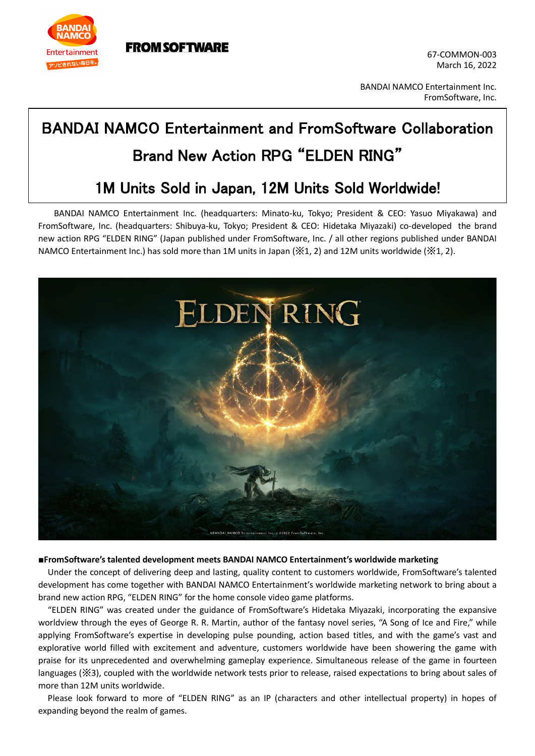67-COMMON-003
March 16, 2022

BANDAI NAMCO Entertainment Inc.
FromSoftware, Inc.

# BANDAI NAMCO Entertainment and FromSoftware Collaboration Brand New Action RPG “ELDEN RING”

# 1M Units Sold in Japan, 12M Units Sold Worldwide!

BANDAI NAMCO Entertainment Inc. (headquarters: Minato-ku, Tokyo; President & CEO: Yasuo Miyakawa) and FromSoftware, Inc. (headquarters: Shibuya-ku, Tokyo; President & CEO: Hidetaka Miyazaki) co-developed the brand new action RPG “ELDEN RING” (Japan published under FromSoftware, Inc. / all other regions published under BANDAI NAMCO Entertainment Inc.) has sold more than 1M units in Japan (※1, 2) and 12M units worldwide (※1, 2).

**■FromSoftware’s talented development meets BANDAI NAMCO Entertainment’s worldwide marketing**

Under the concept of delivering deep and lasting, quality content to customers worldwide, FromSoftware’s talented development has come together with BANDAI NAMCO Entertainment’s worldwide marketing network to bring about a brand new action RPG, “ELDEN RING” for the home console video game platforms.

“ELDEN RING” was created under the guidance of FromSoftware’s Hidetaka Miyazaki, incorporating the expansive worldview through the eyes of George R. R. Martin, author of the fantasy novel series, “A Song of Ice and Fire,” while applying FromSoftware’s expertise in developing pulse pounding, action based titles, and with the game’s vast and explorative world filled with excitement and adventure, customers worldwide have been showering the game with praise for its unprecedented and overwhelming gameplay experience. Simultaneous release of the game in fourteen languages (※3), coupled with the worldwide network tests prior to release, raised expectations to bring about sales of more than 12M units worldwide.

Please look forward to more of “ELDEN RING” as an IP (characters and other intellectual property) in hopes of expanding beyond the realm of games.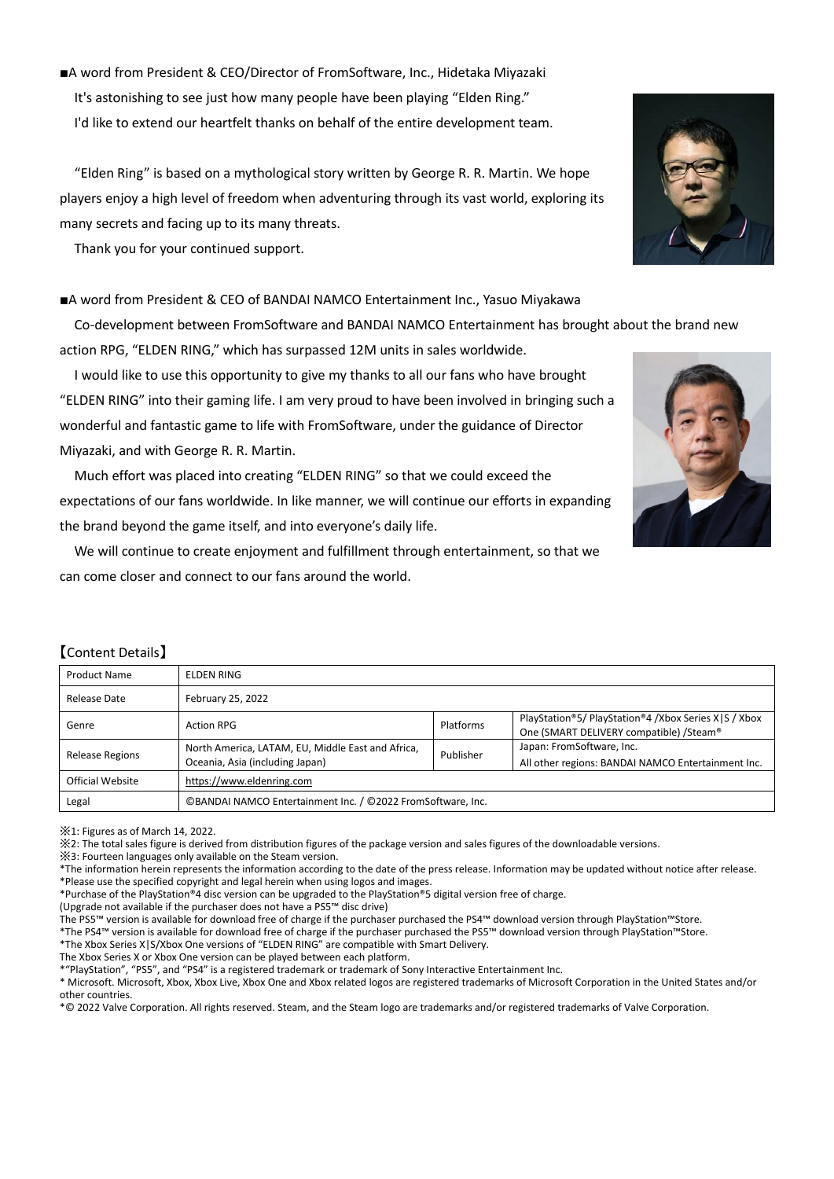■A word from President & CEO/Director of FromSoftware, Inc., Hidetaka Miyazaki

It's astonishing to see just how many people have been playing "Elden Ring."
I'd like to extend our heartfelt thanks on behalf of the entire development team.

"Elden Ring" is based on a mythological story written by George R. R. Martin. We hope players enjoy a high level of freedom when adventuring through its vast world, exploring its many secrets and facing up to its many threats.

Thank you for your continued support.

■A word from President & CEO of BANDAI NAMCO Entertainment Inc., Yasuo Miyakawa

Co-development between FromSoftware and BANDAI NAMCO Entertainment has brought about the brand new action RPG, "ELDEN RING," which has surpassed 12M units in sales worldwide.

I would like to use this opportunity to give my thanks to all our fans who have brought "ELDEN RING" into their gaming life. I am very proud to have been involved in bringing such a wonderful and fantastic game to life with FromSoftware, under the guidance of Director Miyazaki, and with George R. R. Martin.

Much effort was placed into creating "ELDEN RING" so that we could exceed the expectations of our fans worldwide. In like manner, we will continue our efforts in expanding the brand beyond the game itself, and into everyone's daily life.

We will continue to create enjoyment and fulfillment through entertainment, so that we can come closer and connect to our fans around the world.

【Content Details】

| | | | |
|---|---|---|---|
| Product Name | ELDEN RING | | |
| Release Date | February 25, 2022 | | |
| Genre | Action RPG | Platforms | PlayStation®5/ PlayStation®4 /Xbox Series X\|S / Xbox One (SMART DELIVERY compatible) /Steam® |
| Release Regions | North America, LATAM, EU, Middle East and Africa, Oceania, Asia (including Japan) | Publisher | Japan: FromSoftware, Inc. All other regions: BANDAI NAMCO Entertainment Inc. |
| Official Website | https://www.eldenring.com | | |
| Legal | ©BANDAI NAMCO Entertainment Inc. / ©2022 FromSoftware, Inc. | | |

※1: Figures as of March 14, 2022.
※2: The total sales figure is derived from distribution figures of the package version and sales figures of the downloadable versions.
※3: Fourteen languages only available on the Steam version.
*The information herein represents the information according to the date of the press release. Information may be updated without notice after release.
*Please use the specified copyright and legal herein when using logos and images.
*Purchase of the PlayStation®4 disc version can be upgraded to the PlayStation®5 digital version free of charge.
(Upgrade not available if the purchaser does not have a PS5™ disc drive)
The PS5™ version is available for download free of charge if the purchaser purchased the PS4™ download version through PlayStation™Store.
*The PS4™ version is available for download free of charge if the purchaser purchased the PS5™ download version through PlayStation™Store.
*The Xbox Series X|S/Xbox One versions of "ELDEN RING" are compatible with Smart Delivery.
The Xbox Series X or Xbox One version can be played between each platform.
*"PlayStation", "PS5", and "PS4" is a registered trademark or trademark of Sony Interactive Entertainment Inc.
* Microsoft. Microsoft, Xbox, Xbox Live, Xbox One and Xbox related logos are registered trademarks of Microsoft Corporation in the United States and/or other countries.
*© 2022 Valve Corporation. All rights reserved. Steam, and the Steam logo are trademarks and/or registered trademarks of Valve Corporation.